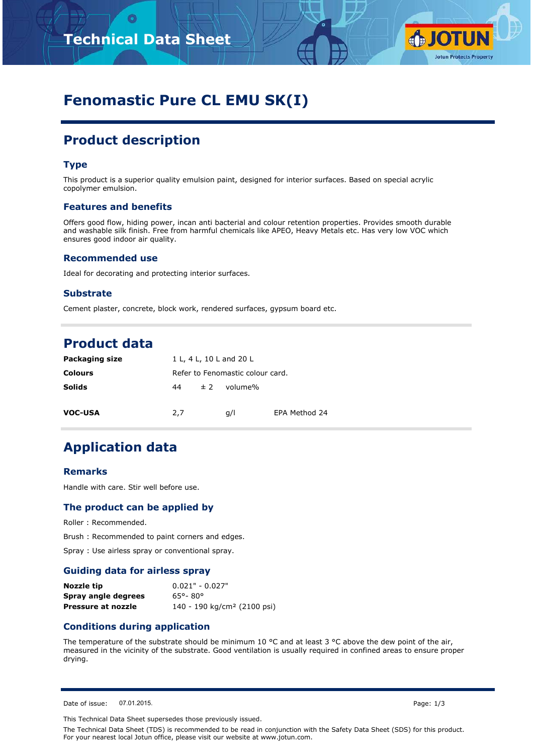# Fenomastic Pure CL EMU SK(I)

## Product description

### Type

This product is a superior quality emulsion paint, designed for interior surfaces. Based on special acrylic copolymer emulsion.

### Features and benefits

Offers good flow, hiding power, incan anti bacterial and colour retention properties. Provides smooth durable and washable silk finish. Free from harmful chemicals like APEO, Heavy Metals etc. Has very low VOC which ensures good indoor air quality.

### Recommended use

Ideal for decorating and protecting interior surfaces.

### Substrate

Cement plaster, concrete, block work, rendered surfaces, gypsum board etc.

## Product data

| | | | | |
|---|---|---|---|---|
| **Packaging size** | 1 L, 4 L, 10 L and 20 L | | | |
| **Colours** | Refer to Fenomastic colour card. | | | |
| **Solids** | 44 | ± 2 | volume% | |
| **VOC-USA** | 2,7 | | g/l | EPA Method 24 |

## Application data

### Remarks

Handle with care. Stir well before use.

### The product can be applied by

Roller : Recommended.

Brush : Recommended to paint corners and edges.

Spray : Use airless spray or conventional spray.

### Guiding data for airless spray

| | |
|---|---|
| **Nozzle tip** | 0.021" - 0.027" |
| **Spray angle degrees** | 65°- 80° |
| **Pressure at nozzle** | 140 - 190 kg/cm² (2100 psi) |

### Conditions during application

The temperature of the substrate should be minimum 10 °C and at least 3 °C above the dew point of the air, measured in the vicinity of the substrate. Good ventilation is usually required in confined areas to ensure proper drying.

Date of issue: 07.01.2015.

This Technical Data Sheet supersedes those previously issued.

The Technical Data Sheet (TDS) is recommended to be read in conjunction with the Safety Data Sheet (SDS) for this product. For your nearest local Jotun office, please visit our website at www.jotun.com.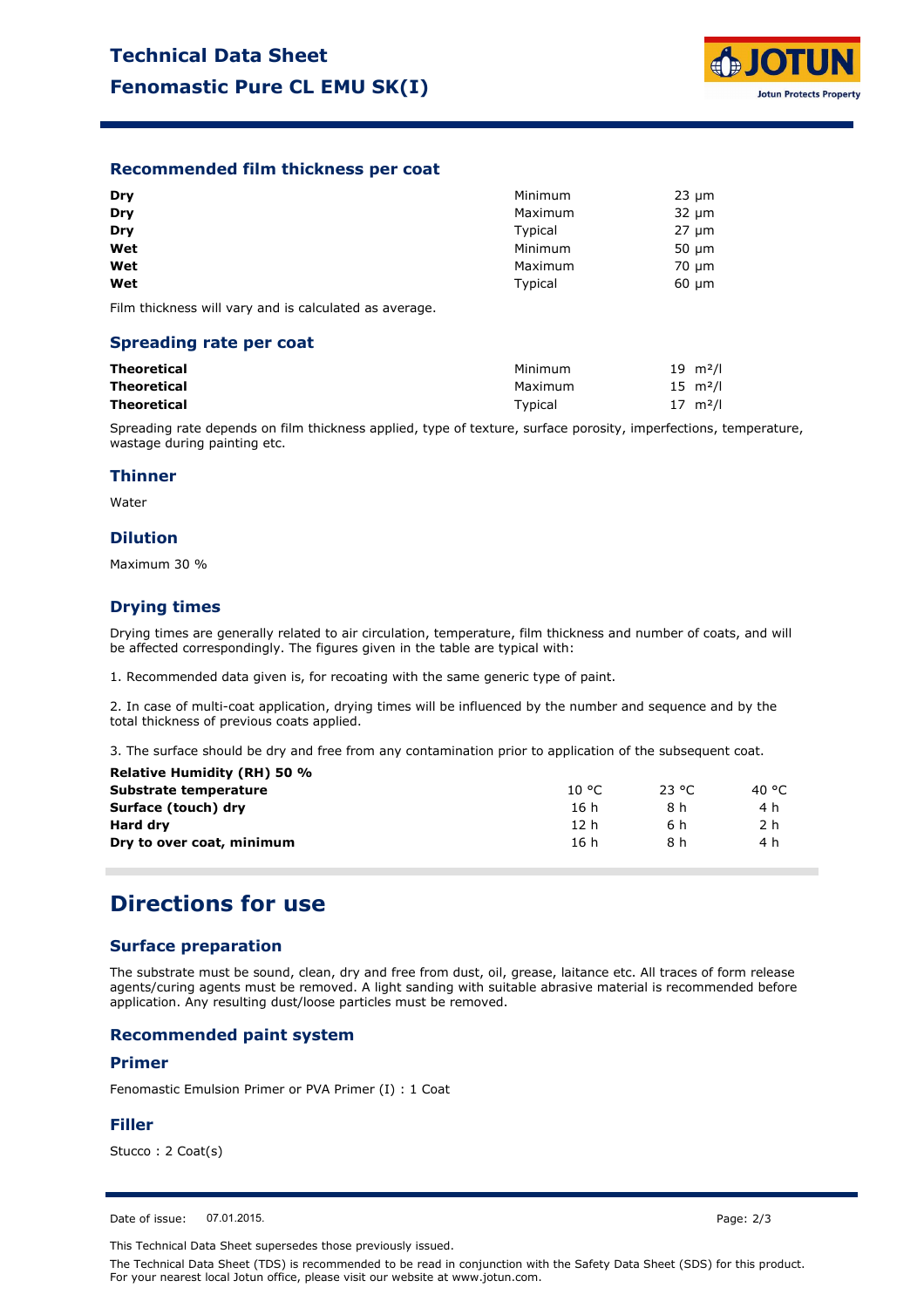## Recommended film thickness per coat

| | | |
|---|---|---|
| **Dry** | Minimum | 23 µm |
| **Dry** | Maximum | 32 µm |
| **Dry** | Typical | 27 µm |
| **Wet** | Minimum | 50 µm |
| **Wet** | Maximum | 70 µm |
| **Wet** | Typical | 60 µm |

Film thickness will vary and is calculated as average.

## Spreading rate per coat

| | | |
|---|---|---|
| **Theoretical** | Minimum | 19 m²/l |
| **Theoretical** | Maximum | 15 m²/l |
| **Theoretical** | Typical | 17 m²/l |

Spreading rate depends on film thickness applied, type of texture, surface porosity, imperfections, temperature, wastage during painting etc.

## Thinner

Water

## Dilution

Maximum 30 %

## Drying times

Drying times are generally related to air circulation, temperature, film thickness and number of coats, and will be affected correspondingly. The figures given in the table are typical with:

1. Recommended data given is, for recoating with the same generic type of paint.

2. In case of multi-coat application, drying times will be influenced by the number and sequence and by the total thickness of previous coats applied.

3. The surface should be dry and free from any contamination prior to application of the subsequent coat.

**Relative Humidity (RH) 50 %**

| **Substrate temperature** | 10 °C | 23 °C | 40 °C |
|---|---|---|---|
| **Surface (touch) dry** | 16 h | 8 h | 4 h |
| **Hard dry** | 12 h | 6 h | 2 h |
| **Dry to over coat, minimum** | 16 h | 8 h | 4 h |

# Directions for use

## Surface preparation

The substrate must be sound, clean, dry and free from dust, oil, grease, laitance etc. All traces of form release agents/curing agents must be removed. A light sanding with suitable abrasive material is recommended before application. Any resulting dust/loose particles must be removed.

## Recommended paint system

## Primer

Fenomastic Emulsion Primer or PVA Primer (I) : 1 Coat

## Filler

Stucco : 2 Coat(s)

Date of issue: 07.01.2015.

This Technical Data Sheet supersedes those previously issued.

The Technical Data Sheet (TDS) is recommended to be read in conjunction with the Safety Data Sheet (SDS) for this product. For your nearest local Jotun office, please visit our website at www.jotun.com.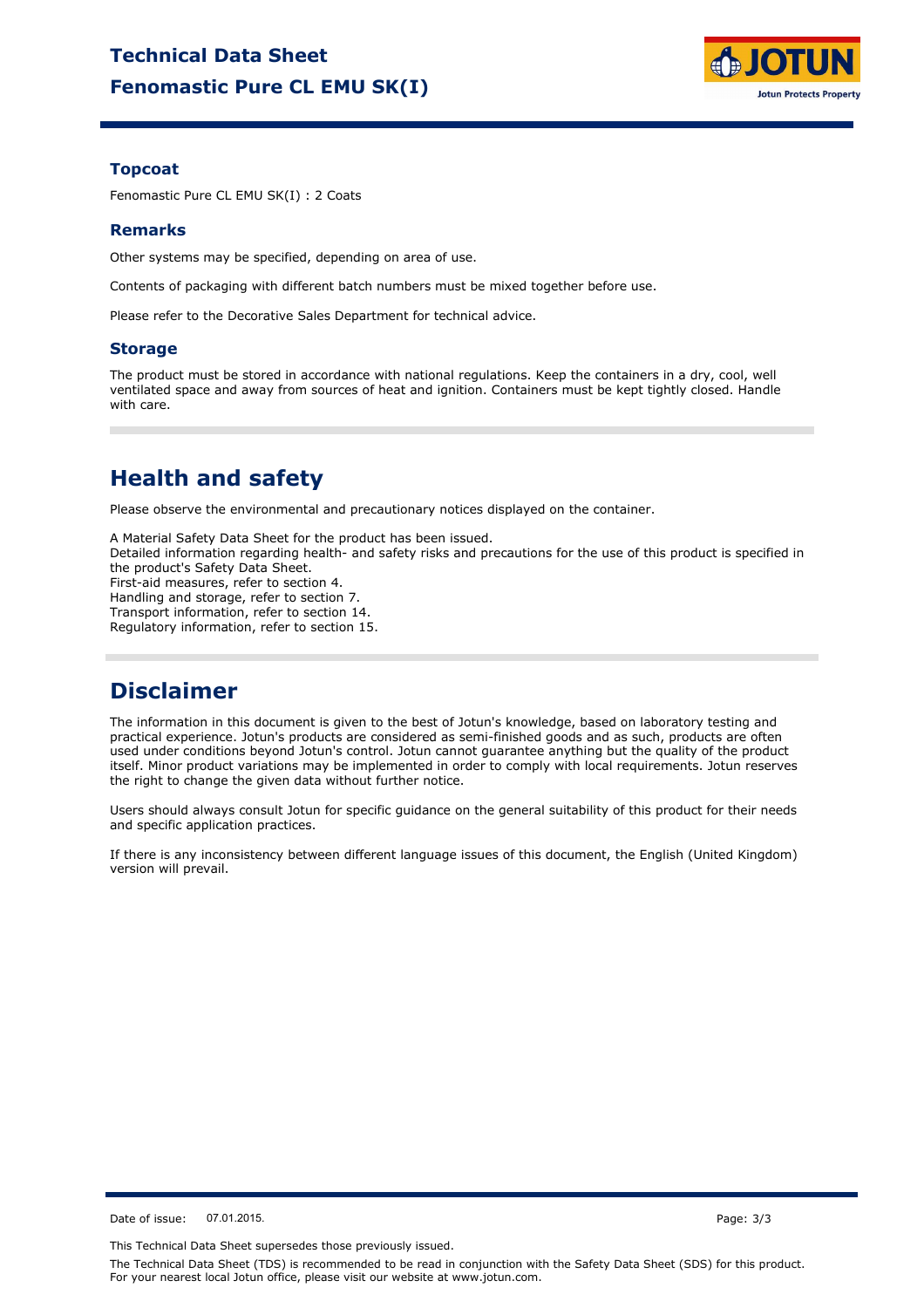### Topcoat

Fenomastic Pure CL EMU SK(I) : 2 Coats

### Remarks

Other systems may be specified, depending on area of use.

Contents of packaging with different batch numbers must be mixed together before use.

Please refer to the Decorative Sales Department for technical advice.

### Storage

The product must be stored in accordance with national regulations. Keep the containers in a dry, cool, well ventilated space and away from sources of heat and ignition. Containers must be kept tightly closed. Handle with care.

## Health and safety

Please observe the environmental and precautionary notices displayed on the container.

A Material Safety Data Sheet for the product has been issued.
Detailed information regarding health- and safety risks and precautions for the use of this product is specified in the product's Safety Data Sheet.
First-aid measures, refer to section 4.
Handling and storage, refer to section 7.
Transport information, refer to section 14.
Regulatory information, refer to section 15.

## Disclaimer

The information in this document is given to the best of Jotun's knowledge, based on laboratory testing and practical experience. Jotun's products are considered as semi-finished goods and as such, products are often used under conditions beyond Jotun's control. Jotun cannot guarantee anything but the quality of the product itself. Minor product variations may be implemented in order to comply with local requirements. Jotun reserves the right to change the given data without further notice.

Users should always consult Jotun for specific guidance on the general suitability of this product for their needs and specific application practices.

If there is any inconsistency between different language issues of this document, the English (United Kingdom) version will prevail.

Date of issue: 07.01.2015.

This Technical Data Sheet supersedes those previously issued.

The Technical Data Sheet (TDS) is recommended to be read in conjunction with the Safety Data Sheet (SDS) for this product.
For your nearest local Jotun office, please visit our website at www.jotun.com.